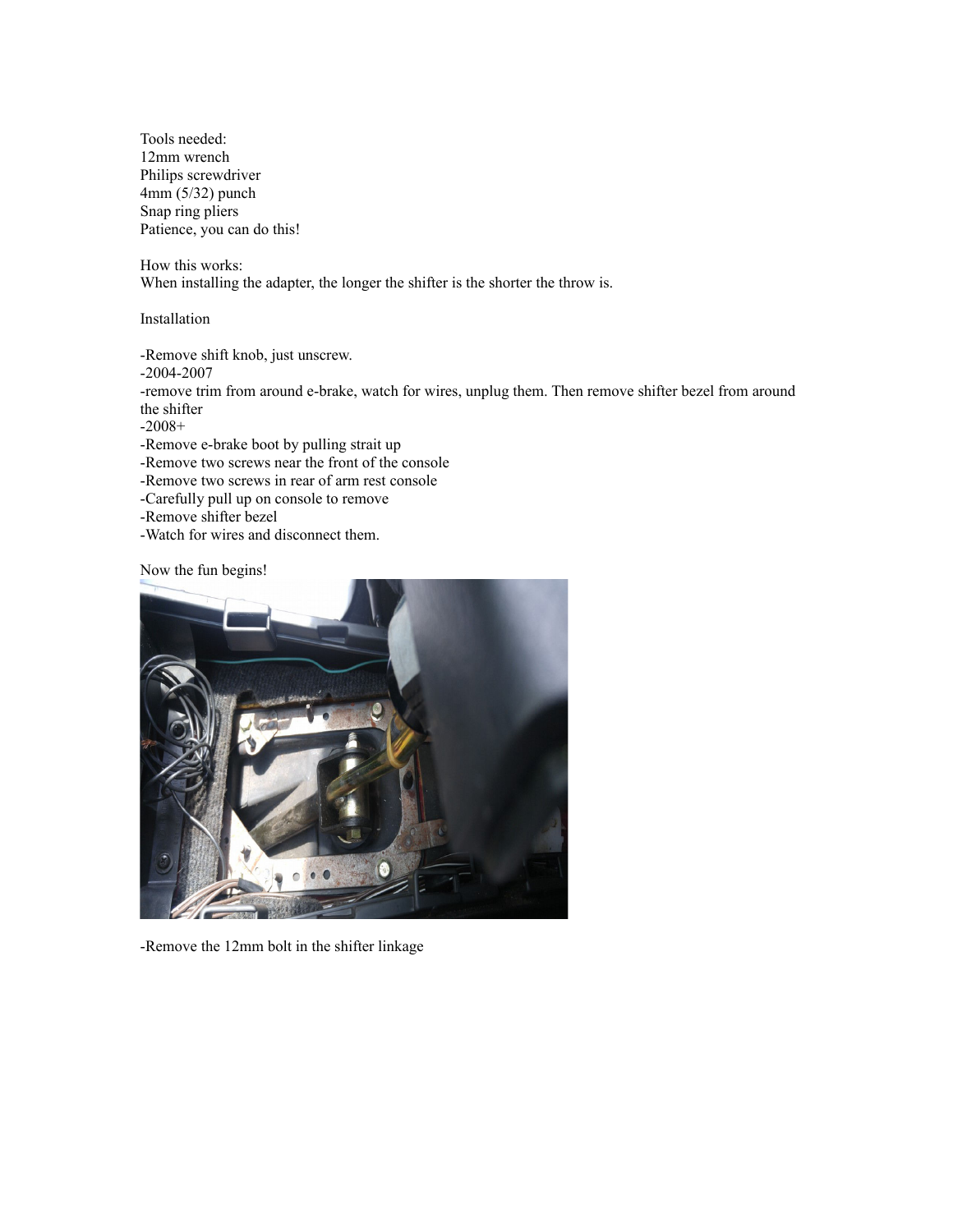Tools needed:
12mm wrench
Philips screwdriver
4mm (5/32) punch
Snap ring pliers
Patience, you can do this!

How this works:
When installing the adapter, the longer the shifter is the shorter the throw is.

Installation

-Remove shift knob, just unscrew.
-2004-2007
-remove trim from around e-brake, watch for wires, unplug them. Then remove shifter bezel from around the shifter
-2008+
-Remove e-brake boot by pulling strait up
-Remove two screws near the front of the console
-Remove two screws in rear of arm rest console
-Carefully pull up on console to remove
-Remove shifter bezel
-Watch for wires and disconnect them.

Now the fun begins!

-Remove the 12mm bolt in the shifter linkage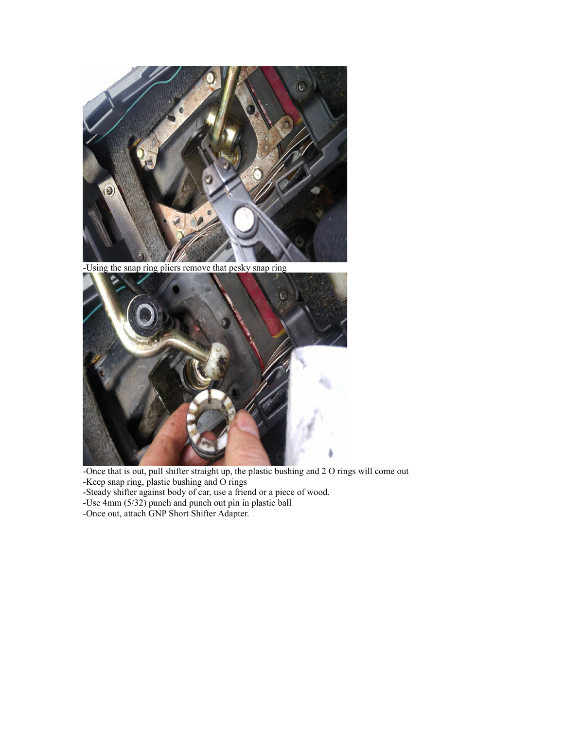-Using the snap ring pliers remove that pesky snap ring

-Once that is out, pull shifter straight up, the plastic bushing and 2 O rings will come out
-Keep snap ring, plastic bushing and O rings
-Steady shifter against body of car, use a friend or a piece of wood.
-Use 4mm (5/32) punch and punch out pin in plastic ball
-Once out, attach GNP Short Shifter Adapter.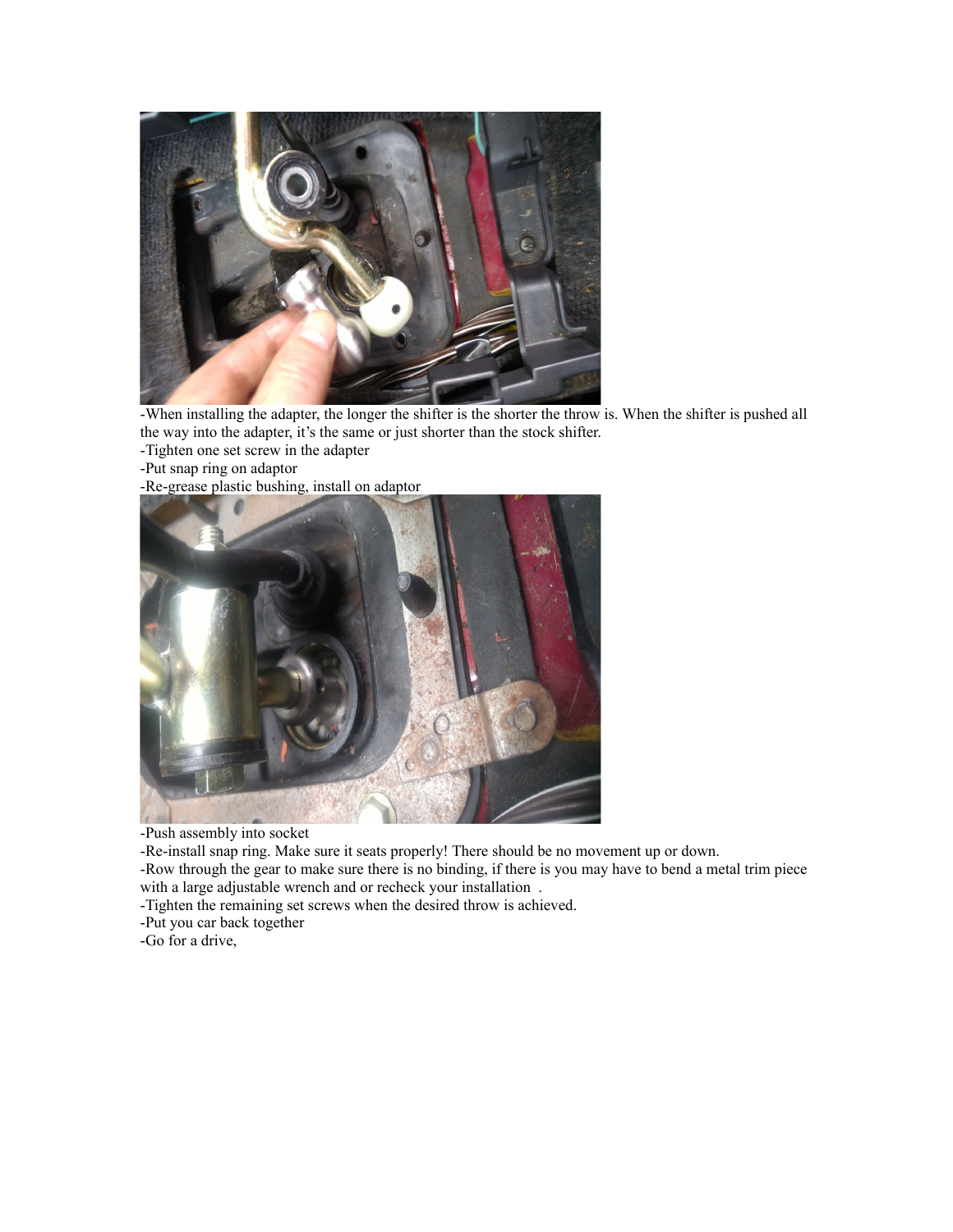-When installing the adapter, the longer the shifter is the shorter the throw is. When the shifter is pushed all the way into the adapter, it's the same or just shorter than the stock shifter.
-Tighten one set screw in the adapter
-Put snap ring on adaptor
-Re-grease plastic bushing, install on adaptor

-Push assembly into socket
-Re-install snap ring. Make sure it seats properly! There should be no movement up or down.
-Row through the gear to make sure there is no binding, if there is you may have to bend a metal trim piece with a large adjustable wrench and or recheck your installation .
-Tighten the remaining set screws when the desired throw is achieved.
-Put you car back together
-Go for a drive,